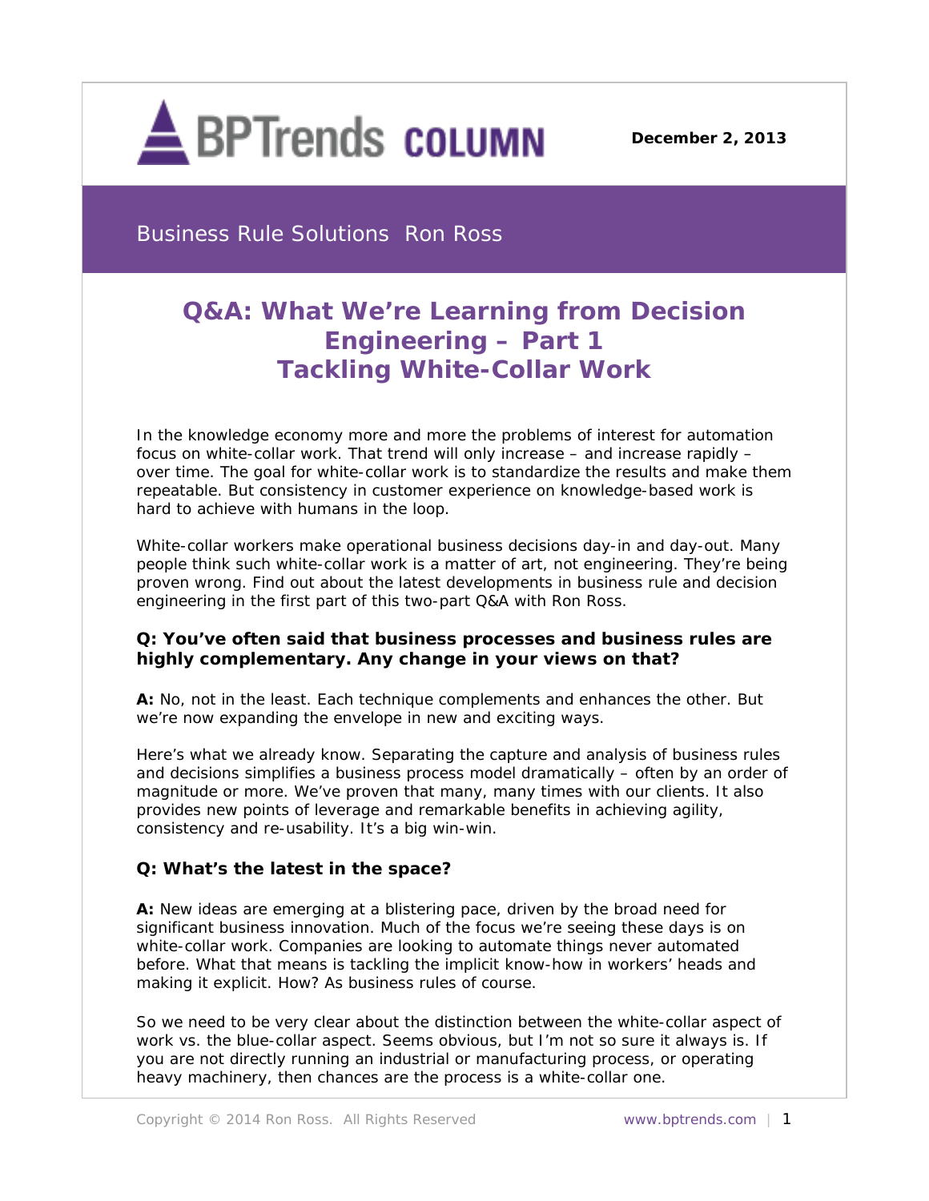**BPTrends COLUMN**

**December 2, 2013**

Business Rule Solutions Ron Ross

# Q&A: What We're Learning from Decision Engineering – Part 1
# Tackling White-Collar Work

In the knowledge economy more and more the problems of interest for automation focus on white-collar work. That trend will only increase – and increase rapidly – over time. The goal for white-collar work is to standardize the results and make them repeatable. But consistency in customer experience on knowledge-based work is hard to achieve with humans in the loop.

White-collar workers make operational business decisions day-in and day-out. Many people think such white-collar work is a matter of art, not engineering. They're being proven wrong. Find out about the latest developments in business rule and decision engineering in the first part of this two-part Q&A with Ron Ross.

**Q: You've often said that business processes and business rules are highly complementary. Any change in your views on that?**

**A:** No, not in the least. Each technique complements and enhances the other. But we're now expanding the envelope in new and exciting ways.

Here's what we already know. Separating the capture and analysis of business rules and decisions simplifies a business process model dramatically – often by an order of magnitude or more. We've proven that many, many times with our clients. It also provides new points of leverage and remarkable benefits in achieving agility, consistency and re-usability. It's a big win-win.

**Q: What's the latest in the space?**

**A:** New ideas are emerging at a blistering pace, driven by the broad need for significant business innovation. Much of the focus we're seeing these days is on white-collar work. Companies are looking to automate things never automated before. What that means is tackling the implicit know-how in workers' heads and making it explicit. How? As business rules of course.

So we need to be very clear about the distinction between the white-collar aspect of work vs. the blue-collar aspect. Seems obvious, but I'm not so sure it always is. If you are not directly running an industrial or manufacturing process, or operating heavy machinery, then chances are the process is a white-collar one.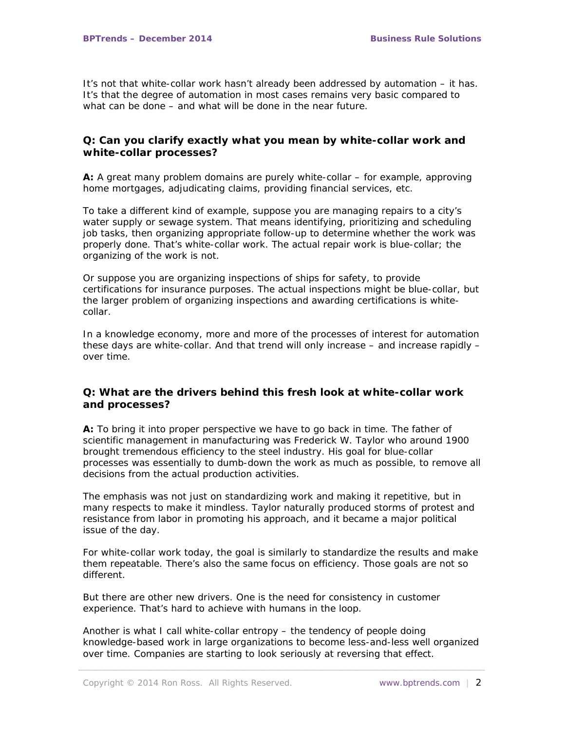It's not that white-collar work hasn't already been addressed by automation – it has. It's that the degree of automation in most cases remains very basic compared to what can be done – and what will be done in the near future.

### Q: Can you clarify exactly what you mean by white-collar work and white-collar processes?

**A:** A great many problem domains are purely white-collar – for example, approving home mortgages, adjudicating claims, providing financial services, etc.

To take a different kind of example, suppose you are managing repairs to a city's water supply or sewage system. That means identifying, prioritizing and scheduling job tasks, then organizing appropriate follow-up to determine whether the work was properly done. That's white-collar work. The actual repair work is blue-collar; the organizing of the work is not.

Or suppose you are organizing inspections of ships for safety, to provide certifications for insurance purposes. The actual inspections might be blue-collar, but the larger problem of organizing inspections and awarding certifications is white-collar.

In a knowledge economy, more and more of the processes of interest for automation these days are white-collar. And that trend will only increase – and increase rapidly – over time.

### Q: What are the drivers behind this fresh look at white-collar work and processes?

**A:** To bring it into proper perspective we have to go back in time. The father of scientific management in manufacturing was Frederick W. Taylor who around 1900 brought tremendous efficiency to the steel industry. His goal for blue-collar processes was essentially to dumb-down the work as much as possible, to remove all decisions from the actual production activities.

The emphasis was not just on standardizing work and making it repetitive, but in many respects to make it mindless. Taylor naturally produced storms of protest and resistance from labor in promoting his approach, and it became a major political issue of the day.

For white-collar work today, the goal is similarly to standardize the results and make them repeatable. There's also the same focus on efficiency. Those goals are not so different.

But there are other new drivers. One is the need for consistency in customer experience. That's hard to achieve with humans in the loop.

Another is what I call white-collar entropy – the tendency of people doing knowledge-based work in large organizations to become less-and-less well organized over time. Companies are starting to look seriously at reversing that effect.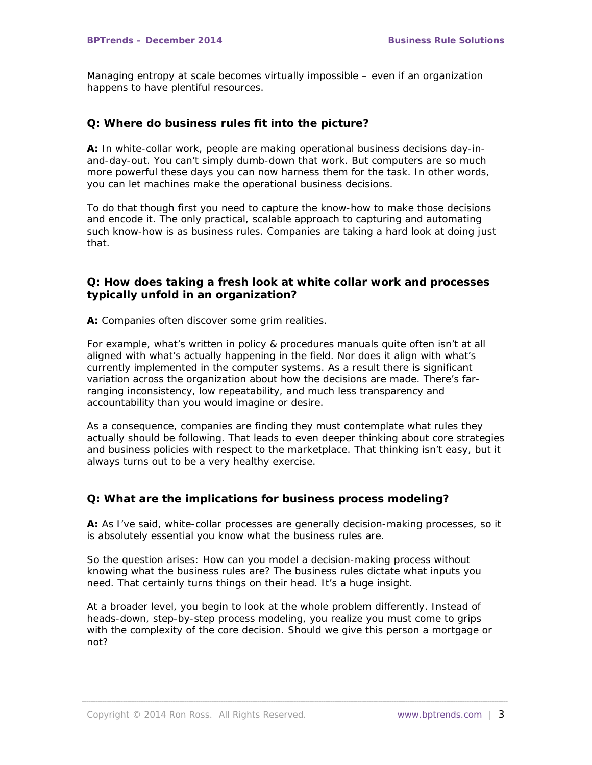Managing entropy at scale becomes virtually impossible – even if an organization happens to have plentiful resources.

### Q: Where do business rules fit into the picture?

**A:** In white-collar work, people are making operational business decisions day-in-and-day-out. You can't simply dumb-down that work. But computers are so much more powerful these days you can now harness them for the task. In other words, you can let machines make the operational business decisions.

To do that though first you need to capture the know-how to make those decisions and encode it. The only practical, scalable approach to capturing and automating such know-how is as business rules. Companies are taking a hard look at doing just that.

### Q: How does taking a fresh look at white collar work and processes typically unfold in an organization?

**A:** Companies often discover some grim realities.

For example, what's written in policy & procedures manuals quite often isn't at all aligned with what's actually happening in the field. Nor does it align with what's currently implemented in the computer systems. As a result there is significant variation across the organization about how the decisions are made. There's far-ranging inconsistency, low repeatability, and much less transparency and accountability than you would imagine or desire.

As a consequence, companies are finding they must contemplate what rules they actually should be following. That leads to even deeper thinking about core strategies and business policies with respect to the marketplace. That thinking isn't easy, but it always turns out to be a very healthy exercise.

### Q: What are the implications for business process modeling?

**A:** As I've said, white-collar processes are generally decision-making processes, so it is absolutely essential you know what the business rules are.

So the question arises: How can you model a decision-making process without knowing what the business rules are? The business rules dictate what inputs you need. That certainly turns things on their head. It's a huge insight.

At a broader level, you begin to look at the whole problem differently. Instead of heads-down, step-by-step process modeling, you realize you must come to grips with the complexity of the core decision. Should we give this person a mortgage or not?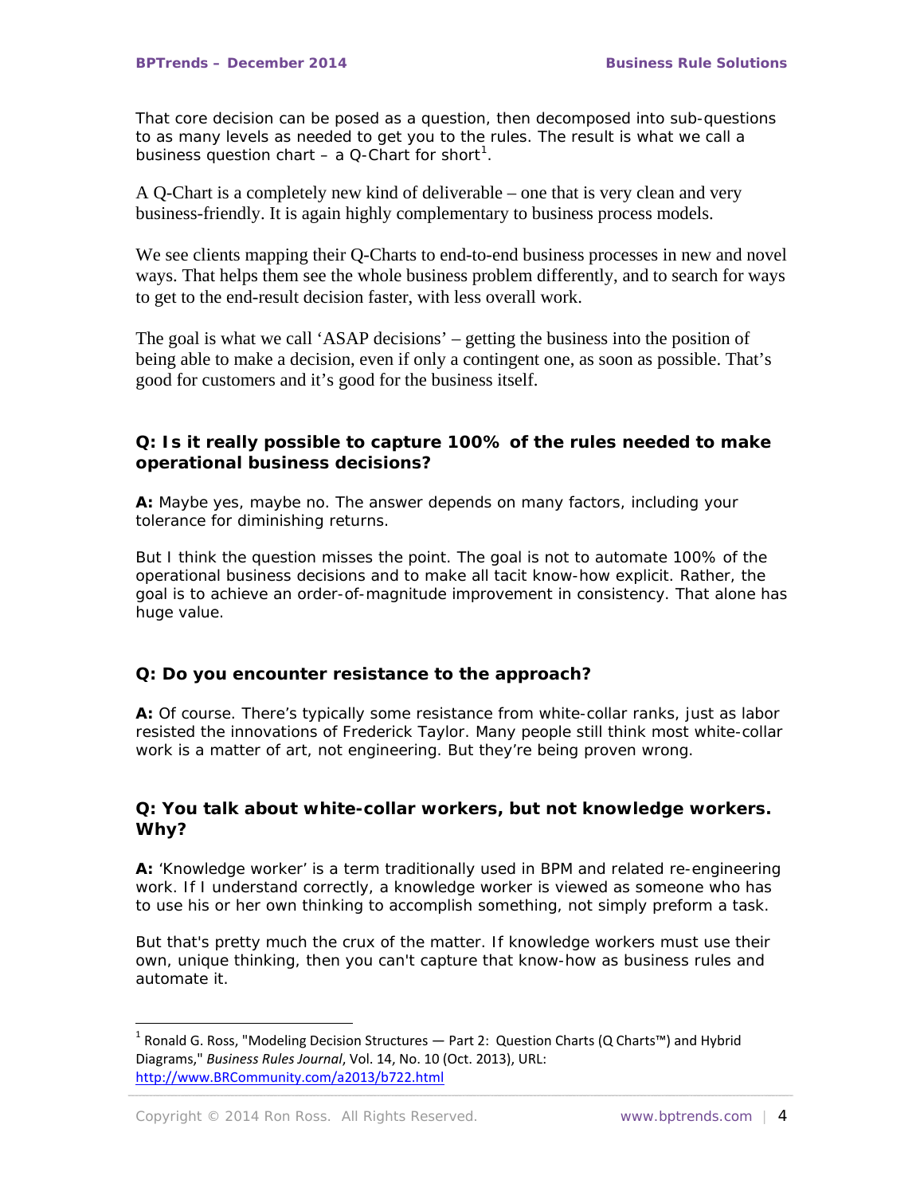That core decision can be posed as a question, then decomposed into sub-questions to as many levels as needed to get you to the rules. The result is what we call a business question chart – a Q-Chart for short[1].

A Q-Chart is a completely new kind of deliverable – one that is very clean and very business-friendly. It is again highly complementary to business process models.

We see clients mapping their Q-Charts to end-to-end business processes in new and novel ways. That helps them see the whole business problem differently, and to search for ways to get to the end-result decision faster, with less overall work.

The goal is what we call 'ASAP decisions' – getting the business into the position of being able to make a decision, even if only a contingent one, as soon as possible. That's good for customers and it's good for the business itself.

### Q: Is it really possible to capture 100% of the rules needed to make operational business decisions?

**A:** Maybe yes, maybe no. The answer depends on many factors, including your tolerance for diminishing returns.

But I think the question misses the point. The goal is not to automate 100% of the operational business decisions and to make all tacit know-how explicit. Rather, the goal is to achieve an order-of-magnitude improvement in consistency. That alone has huge value.

### Q: Do you encounter resistance to the approach?

**A:** Of course. There's typically some resistance from white-collar ranks, just as labor resisted the innovations of Frederick Taylor. Many people still think most white-collar work is a matter of art, not engineering. But they're being proven wrong.

### Q: You talk about white-collar workers, but not knowledge workers. Why?

**A:** 'Knowledge worker' is a term traditionally used in BPM and related re-engineering work. If I understand correctly, a knowledge worker is viewed as someone who has to use his or her own thinking to accomplish something, not simply preform a task.

But that's pretty much the crux of the matter. If knowledge workers must use their own, unique thinking, then you can't capture that know-how as business rules and automate it.

---

[1] Ronald G. Ross, "Modeling Decision Structures — Part 2: Question Charts (Q Charts™) and Hybrid Diagrams," *Business Rules Journal*, Vol. 14, No. 10 (Oct. 2013), URL: http://www.BRCommunity.com/a2013/b722.html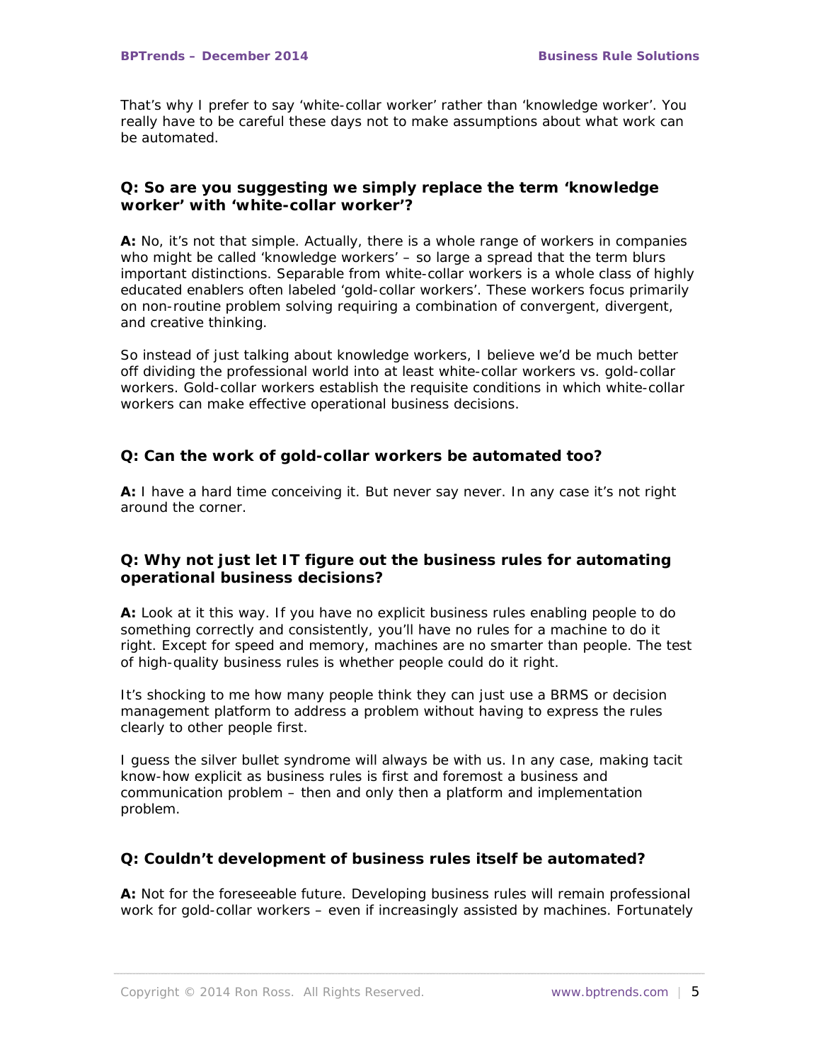That's why I prefer to say 'white-collar worker' rather than 'knowledge worker'. You really have to be careful these days not to make assumptions about what work can be automated.

**Q: So are you suggesting we simply replace the term 'knowledge worker' with 'white-collar worker'?**

**A:** No, it's not that simple. Actually, there is a whole range of workers in companies who might be called 'knowledge workers' – so large a spread that the term blurs important distinctions. Separable from white-collar workers is a whole class of highly educated enablers often labeled 'gold-collar workers'. These workers focus primarily on non-routine problem solving requiring a combination of convergent, divergent, and creative thinking.

So instead of just talking about knowledge workers, I believe we'd be much better off dividing the professional world into at least white-collar workers vs. gold-collar workers. Gold-collar workers establish the requisite conditions in which white-collar workers can make effective operational business decisions.

**Q: Can the work of gold-collar workers be automated too?**

**A:** I have a hard time conceiving it. But never say never. In any case it's not right around the corner.

**Q: Why not just let IT figure out the business rules for automating operational business decisions?**

**A:** Look at it this way. If you have no explicit business rules enabling people to do something correctly and consistently, you'll have no rules for a machine to do it right. Except for speed and memory, machines are no smarter than people. The test of high-quality business rules is whether people could do it right.

It's shocking to me how many people think they can just use a BRMS or decision management platform to address a problem without having to express the rules clearly to other people first.

I guess the silver bullet syndrome will always be with us. In any case, making tacit know-how explicit as business rules is first and foremost a business and communication problem – then and only then a platform and implementation problem.

**Q: Couldn't development of business rules itself be automated?**

**A:** Not for the foreseeable future. Developing business rules will remain professional work for gold-collar workers – even if increasingly assisted by machines. Fortunately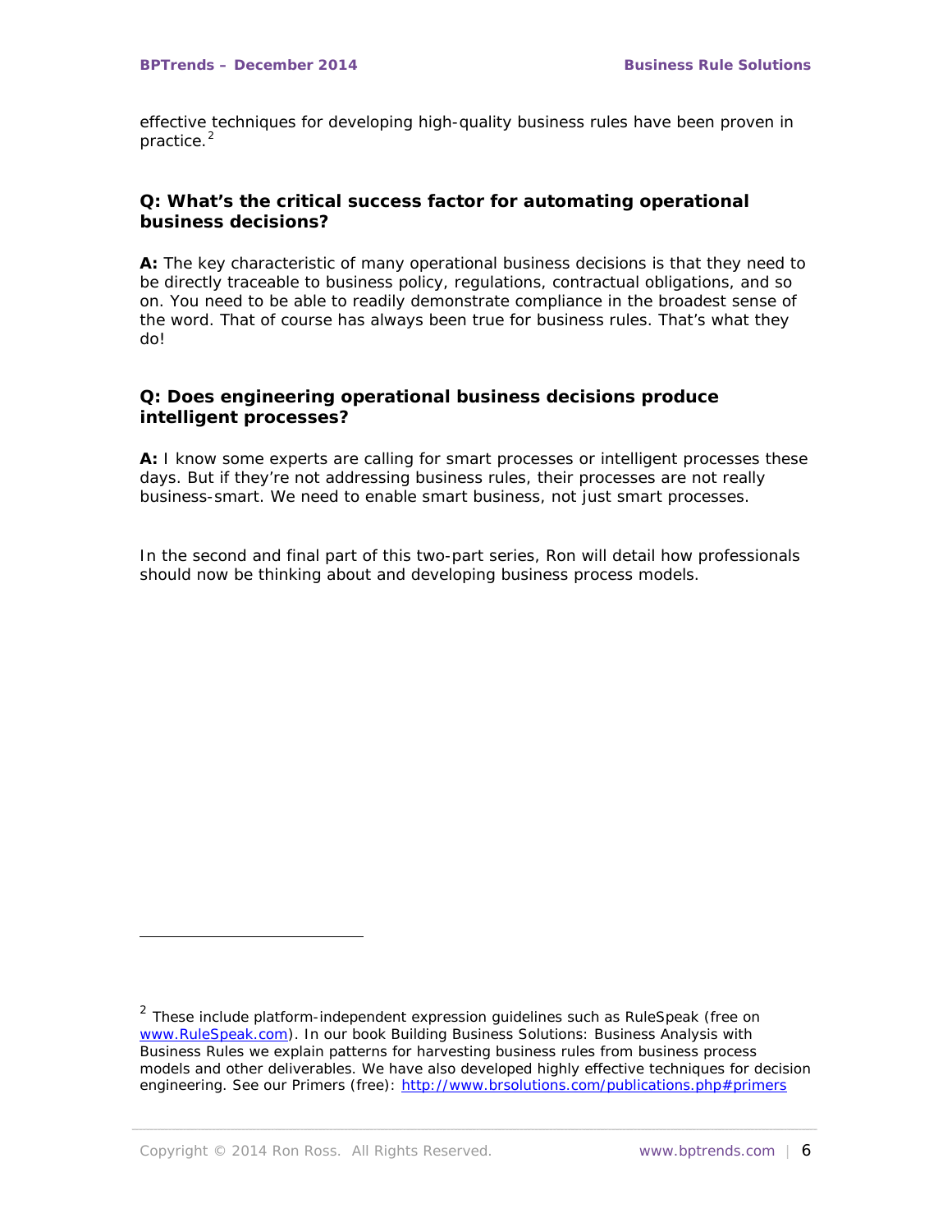effective techniques for developing high-quality business rules have been proven in practice.[2]

### Q: What's the critical success factor for automating operational business decisions?

**A:** The key characteristic of many operational business decisions is that they need to be directly traceable to business policy, regulations, contractual obligations, and so on. You need to be able to readily demonstrate compliance in the broadest sense of the word. That of course has always been true for business rules. That's what they do!

### Q: Does engineering operational business decisions produce intelligent processes?

**A:** I know some experts are calling for smart processes or intelligent processes these days. But if they're not addressing business rules, their processes are not really business-smart. We need to enable smart business, not just smart processes.

In the second and final part of this two-part series, Ron will detail how professionals should now be thinking about and developing business process models.

---

[2] These include platform-independent expression guidelines such as RuleSpeak (free on [www.RuleSpeak.com](http://www.RuleSpeak.com)). In our book Building Business Solutions: Business Analysis with Business Rules we explain patterns for harvesting business rules from business process models and other deliverables. We have also developed highly effective techniques for decision engineering. See our Primers (free): [http://www.brsolutions.com/publications.php#primers](http://www.brsolutions.com/publications.php#primers)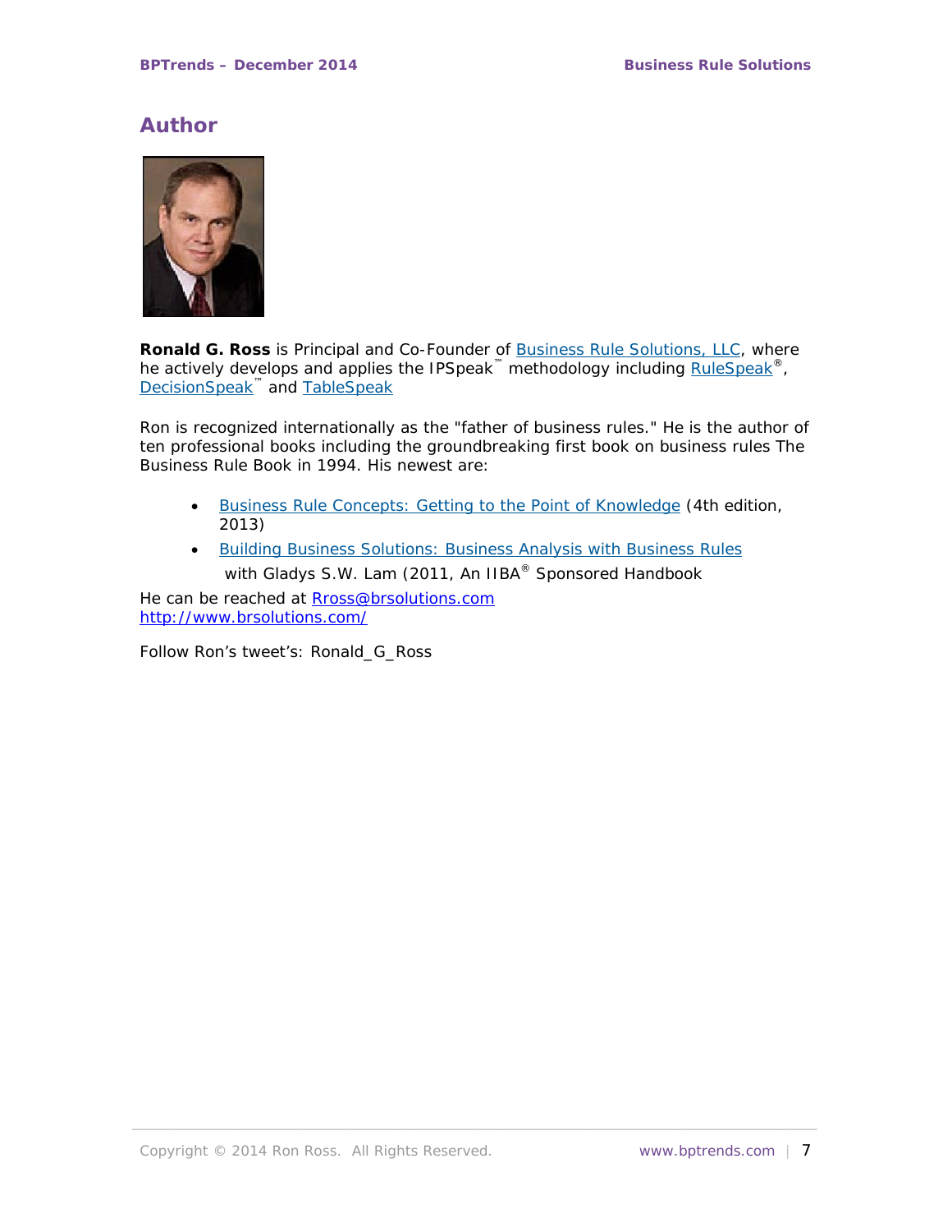## Author

**Ronald G. Ross** is Principal and Co-Founder of Business Rule Solutions, LLC, where he actively develops and applies the IPSpeak™ methodology including RuleSpeak®, DecisionSpeak™ and TableSpeak

Ron is recognized internationally as the "father of business rules." He is the author of ten professional books including the groundbreaking first book on business rules The Business Rule Book in 1994. His newest are:

- Business Rule Concepts: Getting to the Point of Knowledge (4th edition, 2013)
- Building Business Solutions: Business Analysis with Business Rules with Gladys S.W. Lam (2011, An IIBA® Sponsored Handbook

He can be reached at Rross@brsolutions.com
http://www.brsolutions.com/

Follow Ron's tweet's: Ronald_G_Ross